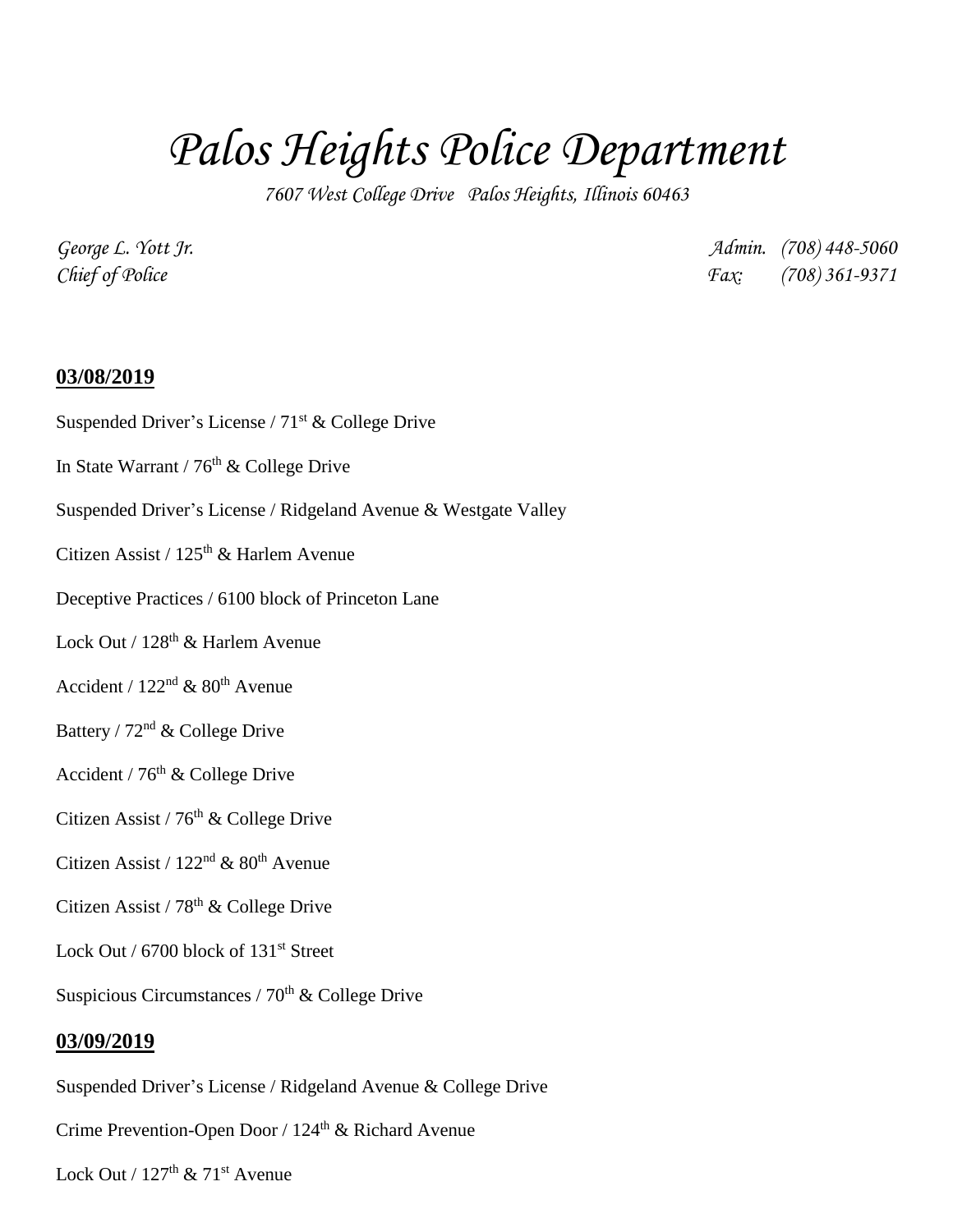# *Palos Heights Police Department*

*7607 West College Drive Palos Heights, Illinois 60463*

*George L. Yott Jr.*
*Chief of Police*

*Admin. (708) 448-5060*
*Fax: (708) 361-9371*

## **03/08/2019**

Suspended Driver's License / 71st & College Drive

In State Warrant / 76th & College Drive

Suspended Driver's License / Ridgeland Avenue & Westgate Valley

Citizen Assist / 125th & Harlem Avenue

Deceptive Practices / 6100 block of Princeton Lane

Lock Out / 128th & Harlem Avenue

Accident / 122nd & 80th Avenue

Battery / 72nd & College Drive

Accident / 76th & College Drive

Citizen Assist / 76th & College Drive

Citizen Assist / 122nd & 80th Avenue

Citizen Assist / 78th & College Drive

Lock Out / 6700 block of 131st Street

Suspicious Circumstances / 70th & College Drive

## **03/09/2019**

Suspended Driver's License / Ridgeland Avenue & College Drive

Crime Prevention-Open Door / 124th & Richard Avenue

Lock Out / 127th & 71st Avenue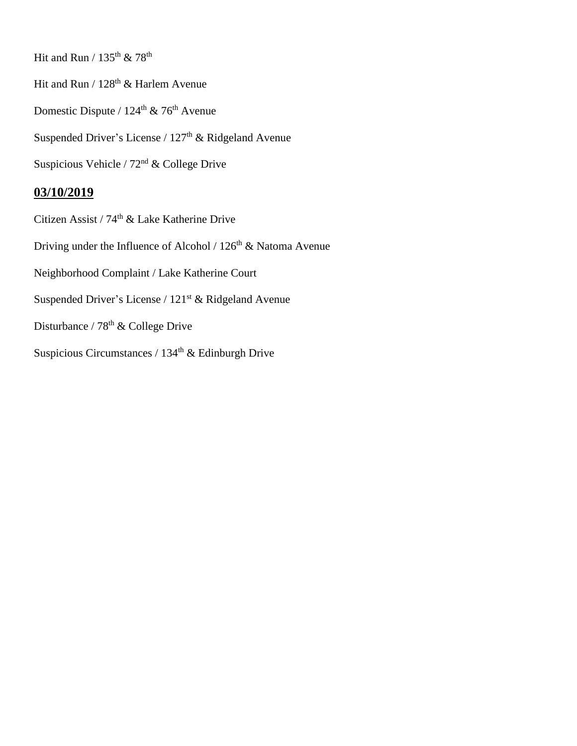Hit and Run / 135th & 78th

Hit and Run / 128th & Harlem Avenue

Domestic Dispute / 124th & 76th Avenue

Suspended Driver's License / 127th & Ridgeland Avenue

Suspicious Vehicle / 72nd & College Drive

## 03/10/2019

Citizen Assist / 74th & Lake Katherine Drive

Driving under the Influence of Alcohol / 126th & Natoma Avenue

Neighborhood Complaint / Lake Katherine Court

Suspended Driver's License / 121st & Ridgeland Avenue

Disturbance / 78th & College Drive

Suspicious Circumstances / 134th & Edinburgh Drive